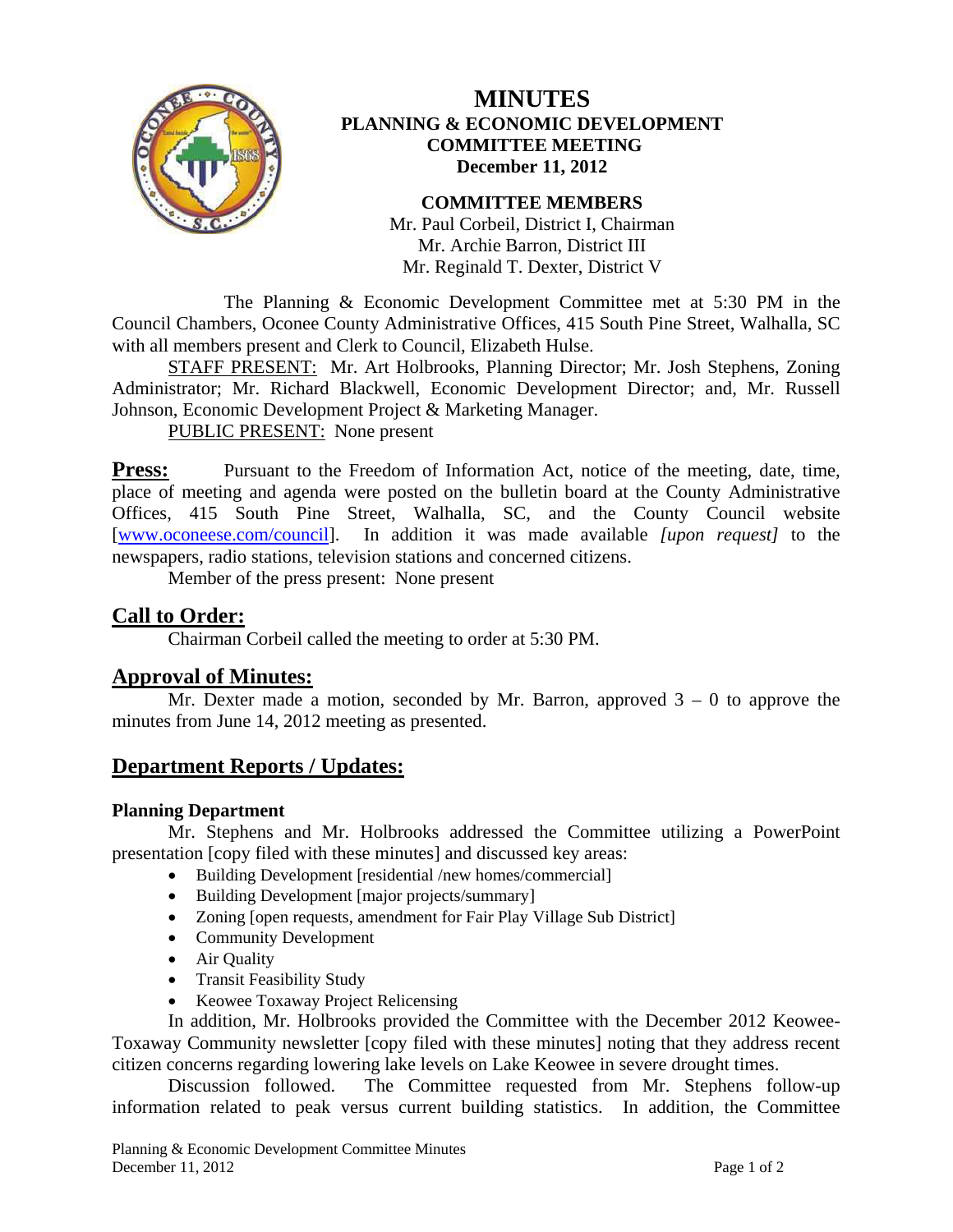# MINUTES

## PLANNING & ECONOMIC DEVELOPMENT COMMITTEE MEETING

### December 11, 2012

**COMMITTEE MEMBERS**

Mr. Paul Corbeil, District I, Chairman
Mr. Archie Barron, District III
Mr. Reginald T. Dexter, District V

The Planning & Economic Development Committee met at 5:30 PM in the Council Chambers, Oconee County Administrative Offices, 415 South Pine Street, Walhalla, SC with all members present and Clerk to Council, Elizabeth Hulse.

STAFF PRESENT: Mr. Art Holbrooks, Planning Director; Mr. Josh Stephens, Zoning Administrator; Mr. Richard Blackwell, Economic Development Director; and, Mr. Russell Johnson, Economic Development Project & Marketing Manager.

PUBLIC PRESENT: None present

**Press:** Pursuant to the Freedom of Information Act, notice of the meeting, date, time, place of meeting and agenda were posted on the bulletin board at the County Administrative Offices, 415 South Pine Street, Walhalla, SC, and the County Council website [www.oconeese.com/council]. In addition it was made available *[upon request]* to the newspapers, radio stations, television stations and concerned citizens.

Member of the press present: None present

## Call to Order:

Chairman Corbeil called the meeting to order at 5:30 PM.

## Approval of Minutes:

Mr. Dexter made a motion, seconded by Mr. Barron, approved 3 – 0 to approve the minutes from June 14, 2012 meeting as presented.

## Department Reports / Updates:

### Planning Department

Mr. Stephens and Mr. Holbrooks addressed the Committee utilizing a PowerPoint presentation [copy filed with these minutes] and discussed key areas:

- Building Development [residential /new homes/commercial]
- Building Development [major projects/summary]
- Zoning [open requests, amendment for Fair Play Village Sub District]
- Community Development
- Air Quality
- Transit Feasibility Study
- Keowee Toxaway Project Relicensing

In addition, Mr. Holbrooks provided the Committee with the December 2012 Keowee-Toxaway Community newsletter [copy filed with these minutes] noting that they address recent citizen concerns regarding lowering lake levels on Lake Keowee in severe drought times.

Discussion followed. The Committee requested from Mr. Stephens follow-up information related to peak versus current building statistics. In addition, the Committee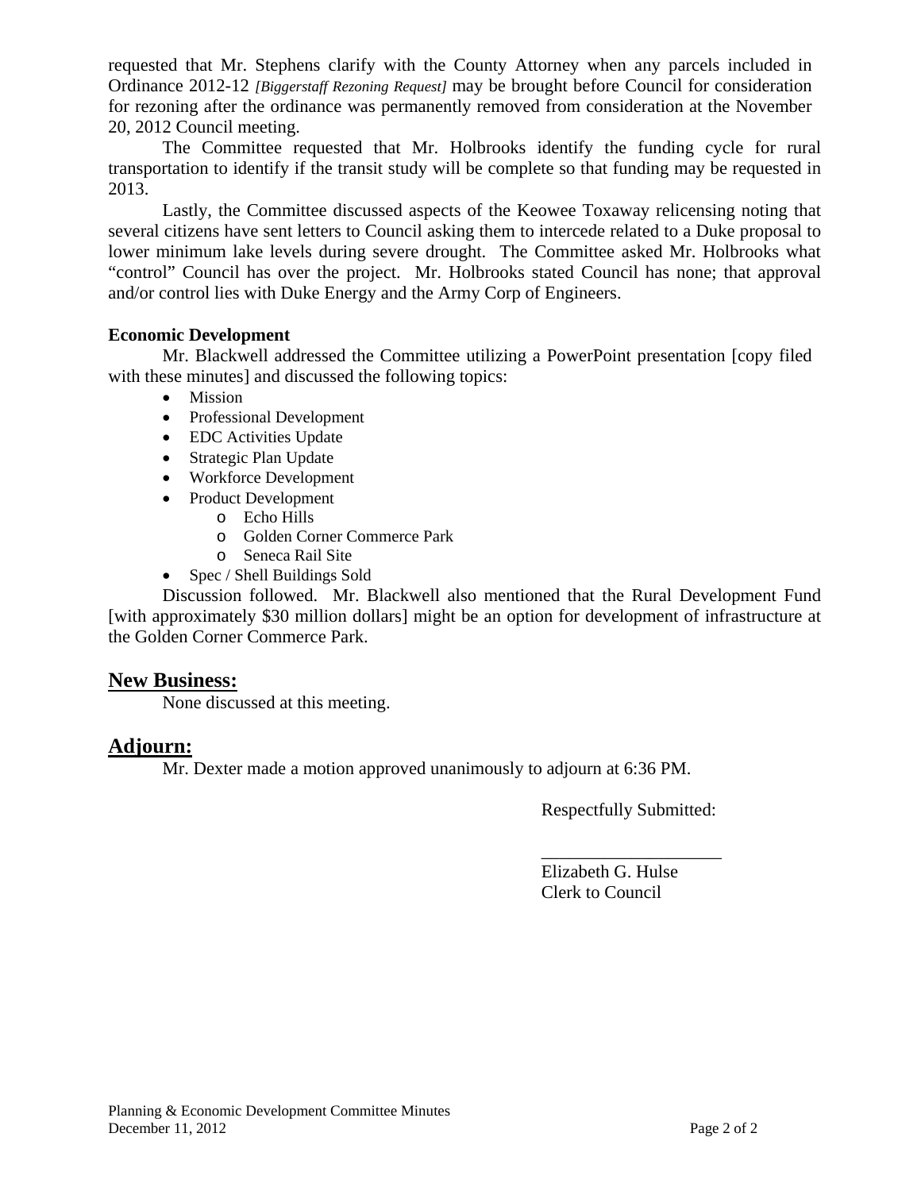requested that Mr. Stephens clarify with the County Attorney when any parcels included in Ordinance 2012-12 *[Biggerstaff Rezoning Request]* may be brought before Council for consideration for rezoning after the ordinance was permanently removed from consideration at the November 20, 2012 Council meeting.

The Committee requested that Mr. Holbrooks identify the funding cycle for rural transportation to identify if the transit study will be complete so that funding may be requested in 2013.

Lastly, the Committee discussed aspects of the Keowee Toxaway relicensing noting that several citizens have sent letters to Council asking them to intercede related to a Duke proposal to lower minimum lake levels during severe drought. The Committee asked Mr. Holbrooks what "control" Council has over the project. Mr. Holbrooks stated Council has none; that approval and/or control lies with Duke Energy and the Army Corp of Engineers.

**Economic Development**

Mr. Blackwell addressed the Committee utilizing a PowerPoint presentation [copy filed with these minutes] and discussed the following topics:

- Mission
- Professional Development
- EDC Activities Update
- Strategic Plan Update
- Workforce Development
- Product Development
  - Echo Hills
  - Golden Corner Commerce Park
  - Seneca Rail Site
- Spec / Shell Buildings Sold

Discussion followed. Mr. Blackwell also mentioned that the Rural Development Fund [with approximately $30 million dollars] might be an option for development of infrastructure at the Golden Corner Commerce Park.

## New Business:

None discussed at this meeting.

## Adjourn:

Mr. Dexter made a motion approved unanimously to adjourn at 6:36 PM.

Respectfully Submitted:

____________________

Elizabeth G. Hulse
Clerk to Council